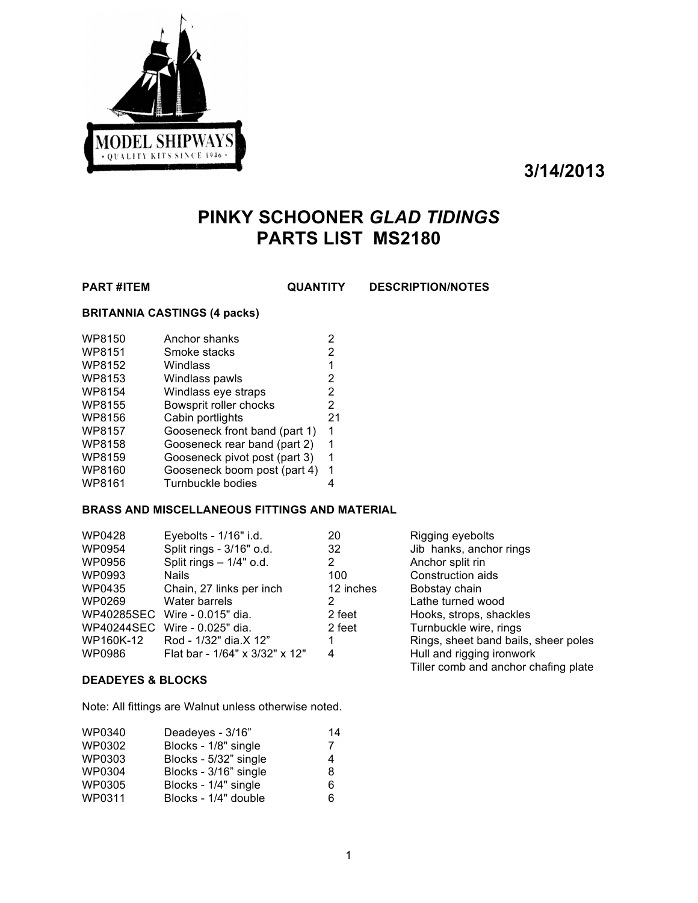MODEL SHIPWAYS
• QUALITY KITS SINCE 1946 •

**3/14/2013**

# PINKY SCHOONER *GLAD TIDINGS*
# PARTS LIST MS2180

| PART # | ITEM | QUANTITY | DESCRIPTION/NOTES |
|---|---|---|---|

### BRITANNIA CASTINGS (4 packs)

| PART # | ITEM | QUANTITY | DESCRIPTION/NOTES |
|---|---|---|---|
| WP8150 | Anchor shanks | 2 | |
| WP8151 | Smoke stacks | 2 | |
| WP8152 | Windlass | 1 | |
| WP8153 | Windlass pawls | 2 | |
| WP8154 | Windlass eye straps | 2 | |
| WP8155 | Bowsprit roller chocks | 2 | |
| WP8156 | Cabin portlights | 21 | |
| WP8157 | Gooseneck front band (part 1) | 1 | |
| WP8158 | Gooseneck rear band (part 2) | 1 | |
| WP8159 | Gooseneck pivot post (part 3) | 1 | |
| WP8160 | Gooseneck boom post (part 4) | 1 | |
| WP8161 | Turnbuckle bodies | 4 | |

### BRASS AND MISCELLANEOUS FITTINGS AND MATERIAL

| PART # | ITEM | QUANTITY | DESCRIPTION/NOTES |
|---|---|---|---|
| WP0428 | Eyebolts - 1/16" i.d. | 20 | Rigging eyebolts |
| WP0954 | Split rings - 3/16" o.d. | 32 | Jib hanks, anchor rings |
| WP0956 | Split rings – 1/4" o.d. | 2 | Anchor split rin |
| WP0993 | Nails | 100 | Construction aids |
| WP0435 | Chain, 27 links per inch | 12 inches | Bobstay chain |
| WP0269 | Water barrels | 2 | Lathe turned wood |
| WP40285SEC | Wire - 0.015" dia. | 2 feet | Hooks, strops, shackles |
| WP40244SEC | Wire - 0.025" dia. | 2 feet | Turnbuckle wire, rings |
| WP160K-12 | Rod - 1/32" dia.X 12" | 1 | Rings, sheet band bails, sheer poles |
| WP0986 | Flat bar - 1/64" x 3/32" x 12" | 4 | Hull and rigging ironwork<br>Tiller comb and anchor chafing plate |

### DEADEYES & BLOCKS

Note: All fittings are Walnut unless otherwise noted.

| PART # | ITEM | QUANTITY | DESCRIPTION/NOTES |
|---|---|---|---|
| WP0340 | Deadeyes - 3/16" | 14 | |
| WP0302 | Blocks - 1/8" single | 7 | |
| WP0303 | Blocks - 5/32" single | 4 | |
| WP0304 | Blocks - 3/16" single | 8 | |
| WP0305 | Blocks - 1/4" single | 6 | |
| WP0311 | Blocks - 1/4" double | 6 | |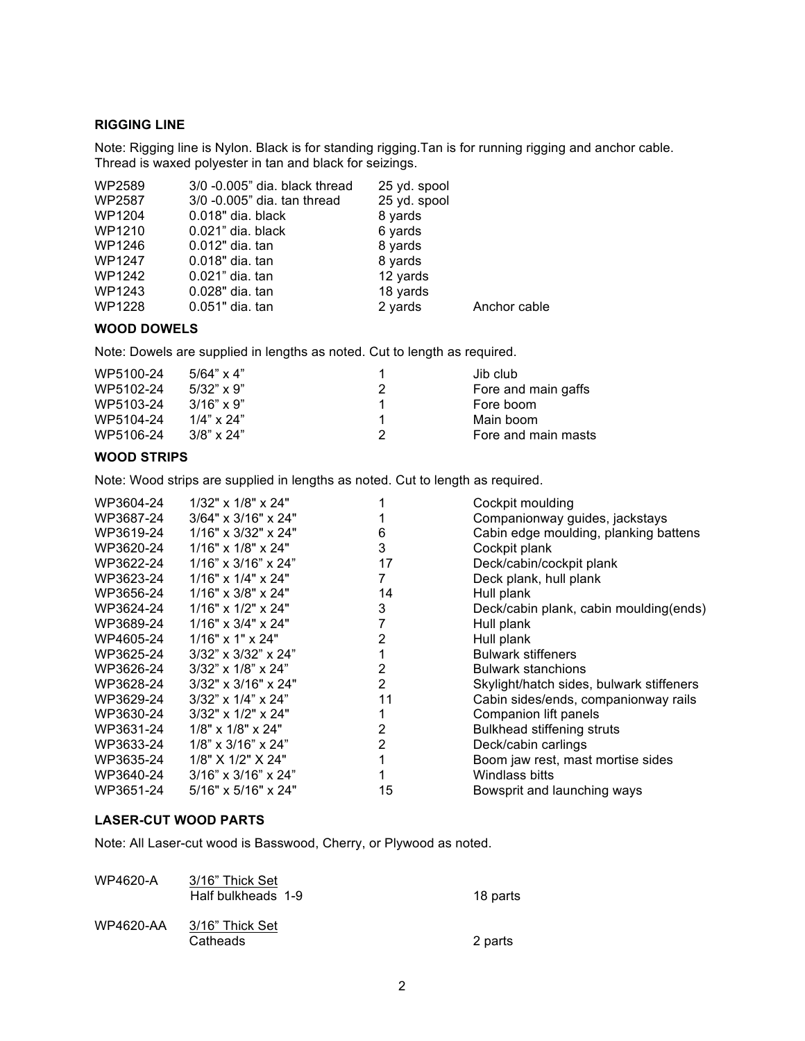### RIGGING LINE

Note: Rigging line is Nylon. Black is for standing rigging.Tan is for running rigging and anchor cable. Thread is waxed polyester in tan and black for seizings.

| | | | |
|---|---|---|---|
| WP2589 | 3/0 -0.005" dia. black thread | 25 yd. spool | |
| WP2587 | 3/0 -0.005" dia. tan thread | 25 yd. spool | |
| WP1204 | 0.018" dia. black | 8 yards | |
| WP1210 | 0.021" dia. black | 6 yards | |
| WP1246 | 0.012" dia. tan | 8 yards | |
| WP1247 | 0.018" dia. tan | 8 yards | |
| WP1242 | 0.021" dia. tan | 12 yards | |
| WP1243 | 0.028" dia. tan | 18 yards | |
| WP1228 | 0.051" dia. tan | 2 yards | Anchor cable |

### WOOD DOWELS

Note: Dowels are supplied in lengths as noted. Cut to length as required.

| | | | |
|---|---|---|---|
| WP5100-24 | 5/64" x 4" | 1 | Jib club |
| WP5102-24 | 5/32" x 9" | 2 | Fore and main gaffs |
| WP5103-24 | 3/16" x 9" | 1 | Fore boom |
| WP5104-24 | 1/4" x 24" | 1 | Main boom |
| WP5106-24 | 3/8" x 24" | 2 | Fore and main masts |

### WOOD STRIPS

Note: Wood strips are supplied in lengths as noted. Cut to length as required.

| | | | |
|---|---|---|---|
| WP3604-24 | 1/32" x 1/8" x 24" | 1 | Cockpit moulding |
| WP3687-24 | 3/64" x 3/16" x 24" | 1 | Companionway guides, jackstays |
| WP3619-24 | 1/16" x 3/32" x 24" | 6 | Cabin edge moulding, planking battens |
| WP3620-24 | 1/16" x 1/8" x 24" | 3 | Cockpit plank |
| WP3622-24 | 1/16" x 3/16" x 24" | 17 | Deck/cabin/cockpit plank |
| WP3623-24 | 1/16" x 1/4" x 24" | 7 | Deck plank, hull plank |
| WP3656-24 | 1/16" x 3/8" x 24" | 14 | Hull plank |
| WP3624-24 | 1/16" x 1/2" x 24" | 3 | Deck/cabin plank, cabin moulding(ends) |
| WP3689-24 | 1/16" x 3/4" x 24" | 7 | Hull plank |
| WP4605-24 | 1/16" x 1" x 24" | 2 | Hull plank |
| WP3625-24 | 3/32" x 3/32" x 24" | 1 | Bulwark stiffeners |
| WP3626-24 | 3/32" x 1/8" x 24" | 2 | Bulwark stanchions |
| WP3628-24 | 3/32" x 3/16" x 24" | 2 | Skylight/hatch sides, bulwark stiffeners |
| WP3629-24 | 3/32" x 1/4" x 24" | 11 | Cabin sides/ends, companionway rails |
| WP3630-24 | 3/32" x 1/2" x 24" | 1 | Companion lift panels |
| WP3631-24 | 1/8" x 1/8" x 24" | 2 | Bulkhead stiffening struts |
| WP3633-24 | 1/8" x 3/16" x 24" | 2 | Deck/cabin carlings |
| WP3635-24 | 1/8" X 1/2" X 24" | 1 | Boom jaw rest, mast mortise sides |
| WP3640-24 | 3/16" x 3/16" x 24" | 1 | Windlass bitts |
| WP3651-24 | 5/16" x 5/16" x 24" | 15 | Bowsprit and launching ways |

### LASER-CUT WOOD PARTS

Note: All Laser-cut wood is Basswood, Cherry, or Plywood as noted.

| | | |
|---|---|---|
| WP4620-A | 3/16" Thick Set<br>Half bulkheads 1-9 | 18 parts |
| WP4620-AA | 3/16" Thick Set<br>Catheads | 2 parts |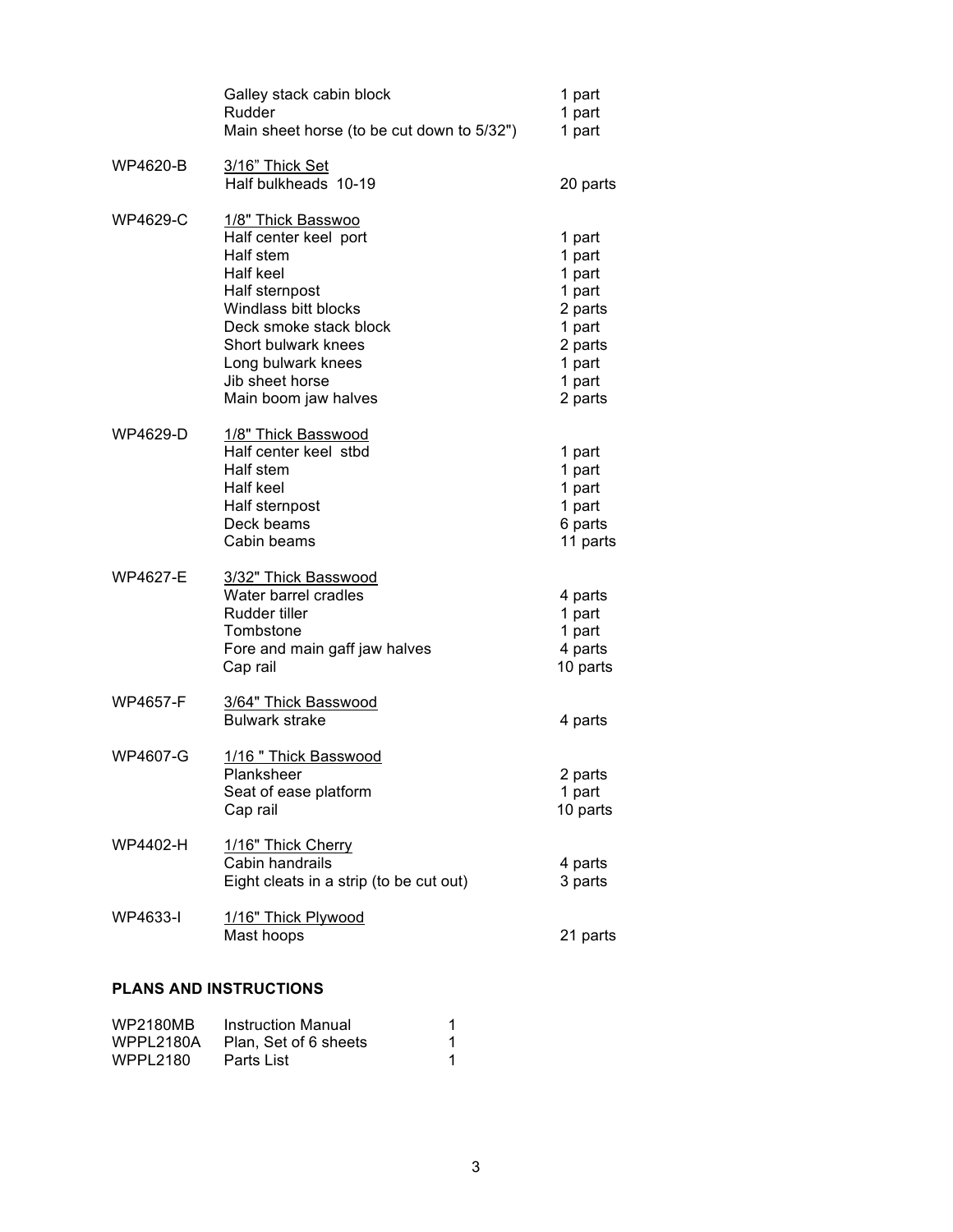| | | |
|---|---|---|
| | Galley stack cabin block | 1 part |
| | Rudder | 1 part |
| | Main sheet horse (to be cut down to 5/32") | 1 part |
| WP4620-B | <u>3/16" Thick Set</u> | |
| | Half bulkheads 10-19 | 20 parts |
| WP4629-C | <u>1/8" Thick Basswoo</u> | |
| | Half center keel port | 1 part |
| | Half stem | 1 part |
| | Half keel | 1 part |
| | Half sternpost | 1 part |
| | Windlass bitt blocks | 2 parts |
| | Deck smoke stack block | 1 part |
| | Short bulwark knees | 2 parts |
| | Long bulwark knees | 1 part |
| | Jib sheet horse | 1 part |
| | Main boom jaw halves | 2 parts |
| WP4629-D | <u>1/8" Thick Basswood</u> | |
| | Half center keel stbd | 1 part |
| | Half stem | 1 part |
| | Half keel | 1 part |
| | Half sternpost | 1 part |
| | Deck beams | 6 parts |
| | Cabin beams | 11 parts |
| WP4627-E | <u>3/32" Thick Basswood</u> | |
| | Water barrel cradles | 4 parts |
| | Rudder tiller | 1 part |
| | Tombstone | 1 part |
| | Fore and main gaff jaw halves | 4 parts |
| | Cap rail | 10 parts |
| WP4657-F | <u>3/64" Thick Basswood</u> | |
| | Bulwark strake | 4 parts |
| WP4607-G | <u>1/16 " Thick Basswood</u> | |
| | Planksheer | 2 parts |
| | Seat of ease platform | 1 part |
| | Cap rail | 10 parts |
| WP4402-H | <u>1/16" Thick Cherry</u> | |
| | Cabin handrails | 4 parts |
| | Eight cleats in a strip (to be cut out) | 3 parts |
| WP4633-I | <u>1/16" Thick Plywood</u> | |
| | Mast hoops | 21 parts |

**PLANS AND INSTRUCTIONS**

| | | |
|---|---|---|
| WP2180MB | Instruction Manual | 1 |
| WPPL2180A | Plan, Set of 6 sheets | 1 |
| WPPL2180 | Parts List | 1 |